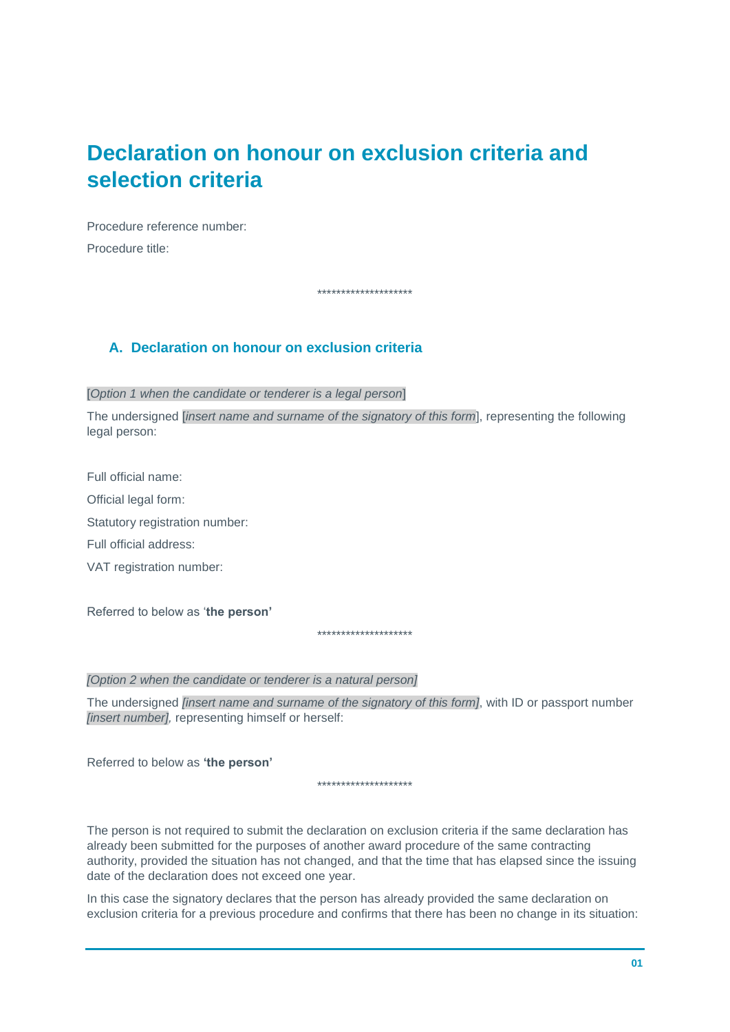# Declaration on honour on exclusion criteria and selection criteria

Procedure reference number:

Procedure title:

********************

## A. Declaration on honour on exclusion criteria

[*Option 1 when the candidate or tenderer is a legal person*]

The undersigned [*insert name and surname of the signatory of this form*], representing the following legal person:

Full official name:

Official legal form:

Statutory registration number:

Full official address:

VAT registration number:

Referred to below as '**the person'**

********************

*[Option 2 when the candidate or tenderer is a natural person]*

The undersigned *[insert name and surname of the signatory of this form]*, with ID or passport number *[insert number]*, representing himself or herself:

Referred to below as **'the person'**

********************

The person is not required to submit the declaration on exclusion criteria if the same declaration has already been submitted for the purposes of another award procedure of the same contracting authority, provided the situation has not changed, and that the time that has elapsed since the issuing date of the declaration does not exceed one year.

In this case the signatory declares that the person has already provided the same declaration on exclusion criteria for a previous procedure and confirms that there has been no change in its situation: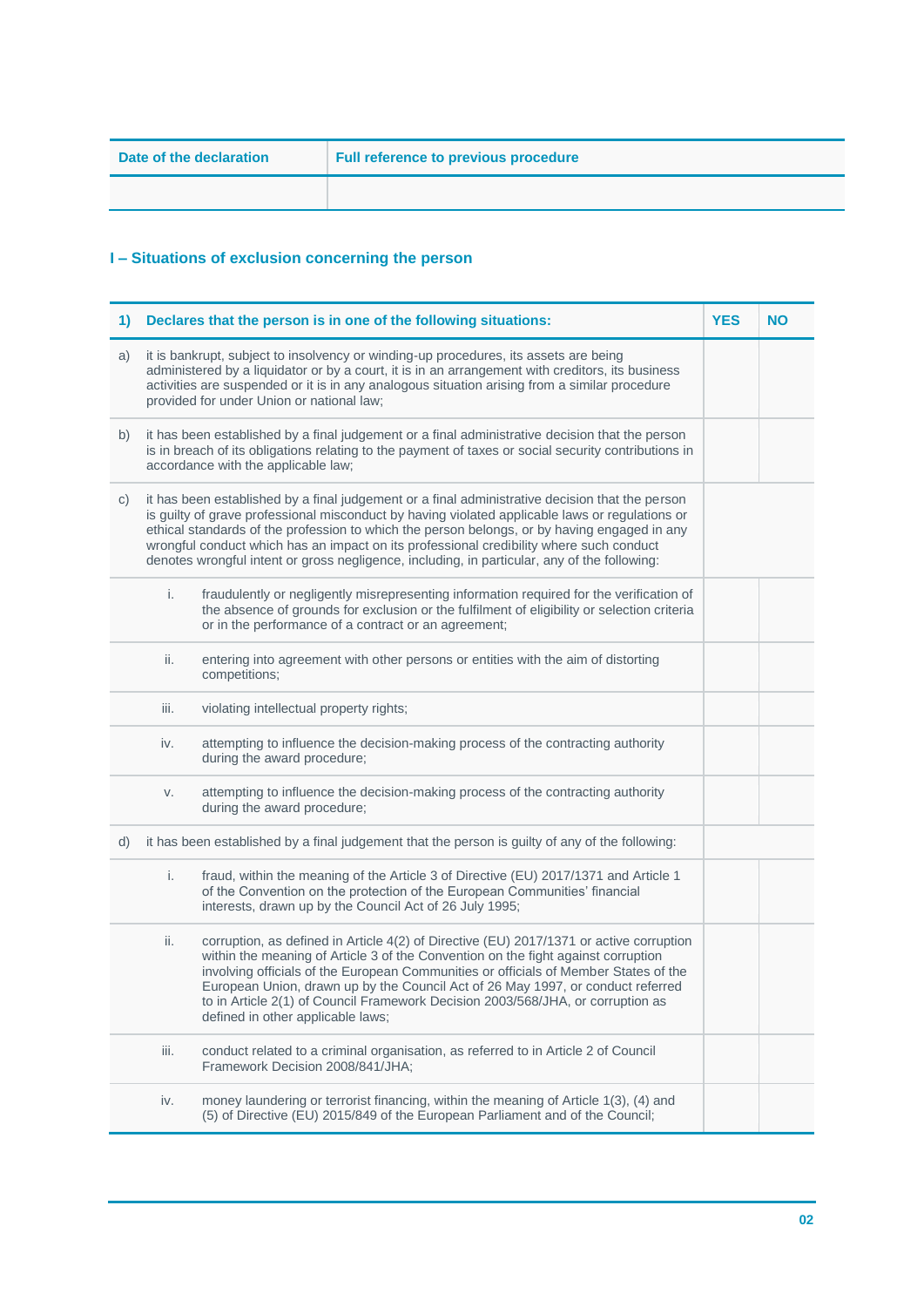| Date of the declaration | Full reference to previous procedure |
|---|---|
| | |

## I – Situations of exclusion concerning the person

| 1) | Declares that the person is in one of the following situations: | YES | NO |
|---|---|---|---|
| a) | it is bankrupt, subject to insolvency or winding-up procedures, its assets are being administered by a liquidator or by a court, it is in an arrangement with creditors, its business activities are suspended or it is in any analogous situation arising from a similar procedure provided for under Union or national law; | | |
| b) | it has been established by a final judgement or a final administrative decision that the person is in breach of its obligations relating to the payment of taxes or social security contributions in accordance with the applicable law; | | |
| c) | it has been established by a final judgement or a final administrative decision that the person is guilty of grave professional misconduct by having violated applicable laws or regulations or ethical standards of the profession to which the person belongs, or by having engaged in any wrongful conduct which has an impact on its professional credibility where such conduct denotes wrongful intent or gross negligence, including, in particular, any of the following: | | |
| i. | fraudulently or negligently misrepresenting information required for the verification of the absence of grounds for exclusion or the fulfilment of eligibility or selection criteria or in the performance of a contract or an agreement; | | |
| ii. | entering into agreement with other persons or entities with the aim of distorting competitions; | | |
| iii. | violating intellectual property rights; | | |
| iv. | attempting to influence the decision-making process of the contracting authority during the award procedure; | | |
| v. | attempting to influence the decision-making process of the contracting authority during the award procedure; | | |
| d) | it has been established by a final judgement that the person is guilty of any of the following: | | |
| i. | fraud, within the meaning of the Article 3 of Directive (EU) 2017/1371 and Article 1 of the Convention on the protection of the European Communities' financial interests, drawn up by the Council Act of 26 July 1995; | | |
| ii. | corruption, as defined in Article 4(2) of Directive (EU) 2017/1371 or active corruption within the meaning of Article 3 of the Convention on the fight against corruption involving officials of the European Communities or officials of Member States of the European Union, drawn up by the Council Act of 26 May 1997, or conduct referred to in Article 2(1) of Council Framework Decision 2003/568/JHA, or corruption as defined in other applicable laws; | | |
| iii. | conduct related to a criminal organisation, as referred to in Article 2 of Council Framework Decision 2008/841/JHA; | | |
| iv. | money laundering or terrorist financing, within the meaning of Article 1(3), (4) and (5) of Directive (EU) 2015/849 of the European Parliament and of the Council; | | |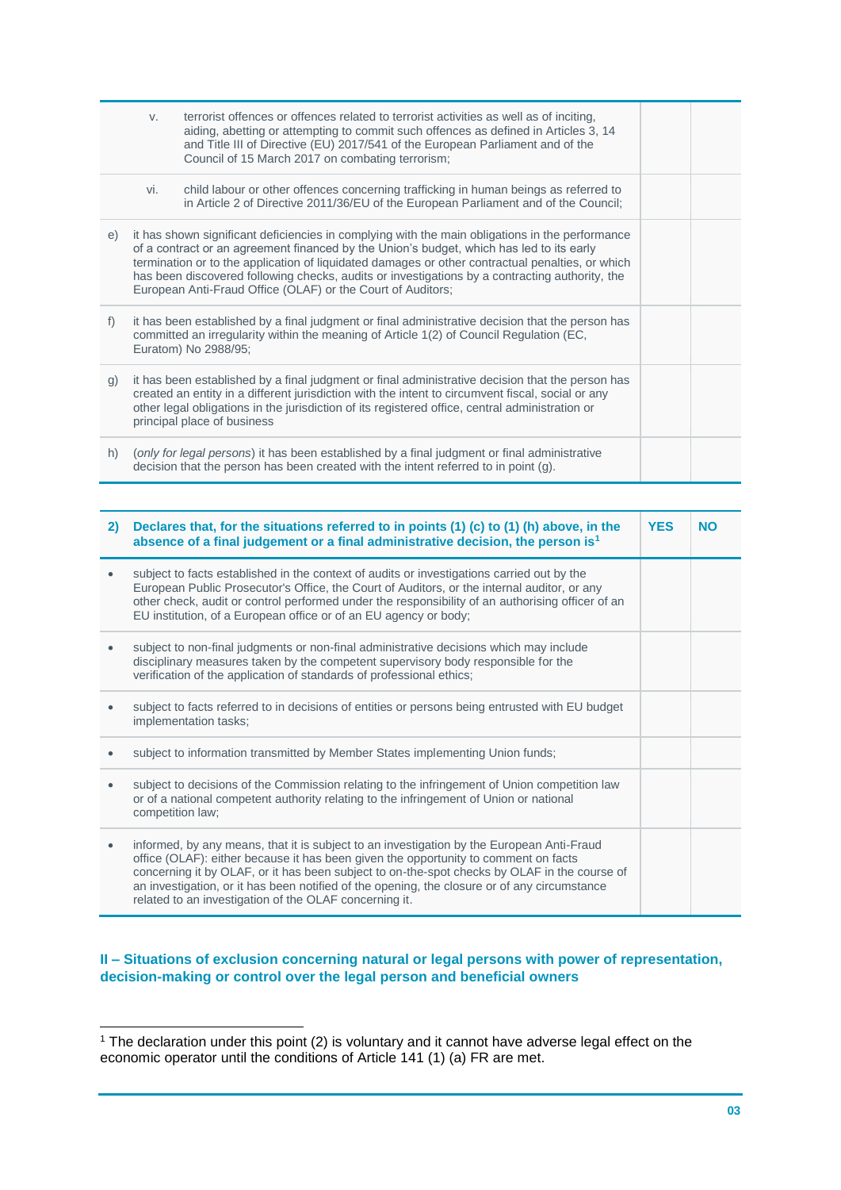| | | | |
|---|---|---|---|
| | v. terrorist offences or offences related to terrorist activities as well as of inciting, aiding, abetting or attempting to commit such offences as defined in Articles 3, 14 and Title III of Directive (EU) 2017/541 of the European Parliament and of the Council of 15 March 2017 on combating terrorism; | | |
| | vi. child labour or other offences concerning trafficking in human beings as referred to in Article 2 of Directive 2011/36/EU of the European Parliament and of the Council; | | |
| e) | it has shown significant deficiencies in complying with the main obligations in the performance of a contract or an agreement financed by the Union's budget, which has led to its early termination or to the application of liquidated damages or other contractual penalties, or which has been discovered following checks, audits or investigations by a contracting authority, the European Anti-Fraud Office (OLAF) or the Court of Auditors; | | |
| f) | it has been established by a final judgment or final administrative decision that the person has committed an irregularity within the meaning of Article 1(2) of Council Regulation (EC, Euratom) No 2988/95; | | |
| g) | it has been established by a final judgment or final administrative decision that the person has created an entity in a different jurisdiction with the intent to circumvent fiscal, social or any other legal obligations in the jurisdiction of its registered office, central administration or principal place of business | | |
| h) | (*only for legal persons*) it has been established by a final judgment or final administrative decision that the person has been created with the intent referred to in point (g). | | |

| **2)** | **Declares that, for the situations referred to in points (1) (c) to (1) (h) above, in the absence of a final judgement or a final administrative decision, the person is**[1] | **YES** | **NO** |
|---|---|---|---|
| • | subject to facts established in the context of audits or investigations carried out by the European Public Prosecutor's Office, the Court of Auditors, or the internal auditor, or any other check, audit or control performed under the responsibility of an authorising officer of an EU institution, of a European office or of an EU agency or body; | | |
| • | subject to non-final judgments or non-final administrative decisions which may include disciplinary measures taken by the competent supervisory body responsible for the verification of the application of standards of professional ethics; | | |
| • | subject to facts referred to in decisions of entities or persons being entrusted with EU budget implementation tasks; | | |
| • | subject to information transmitted by Member States implementing Union funds; | | |
| • | subject to decisions of the Commission relating to the infringement of Union competition law or of a national competent authority relating to the infringement of Union or national competition law; | | |
| • | informed, by any means, that it is subject to an investigation by the European Anti-Fraud office (OLAF): either because it has been given the opportunity to comment on facts concerning it by OLAF, or it has been subject to on-the-spot checks by OLAF in the course of an investigation, or it has been notified of the opening, the closure or of any circumstance related to an investigation of the OLAF concerning it. | | |

## II – Situations of exclusion concerning natural or legal persons with power of representation, decision-making or control over the legal person and beneficial owners

[1] The declaration under this point (2) is voluntary and it cannot have adverse legal effect on the economic operator until the conditions of Article 141 (1) (a) FR are met.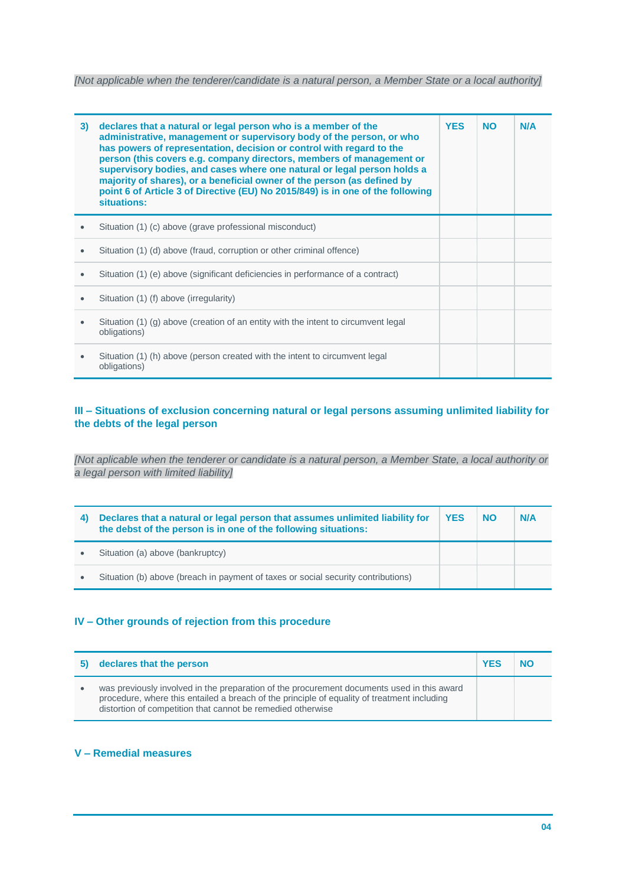*[Not applicable when the tenderer/candidate is a natural person, a Member State or a local authority]*

| 3) | declares that a natural or legal person who is a member of the administrative, management or supervisory body of the person, or who has powers of representation, decision or control with regard to the person (this covers e.g. company directors, members of management or supervisory bodies, and cases where one natural or legal person holds a majority of shares), or a beneficial owner of the person (as defined by point 6 of Article 3 of Directive (EU) No 2015/849) is in one of the following situations: | YES | NO | N/A |
|---|---|---|---|---|
| • | Situation (1) (c) above (grave professional misconduct) | | | |
| • | Situation (1) (d) above (fraud, corruption or other criminal offence) | | | |
| • | Situation (1) (e) above (significant deficiencies in performance of a contract) | | | |
| • | Situation (1) (f) above (irregularity) | | | |
| • | Situation (1) (g) above (creation of an entity with the intent to circumvent legal obligations) | | | |
| • | Situation (1) (h) above (person created with the intent to circumvent legal obligations) | | | |

## III – Situations of exclusion concerning natural or legal persons assuming unlimited liability for the debts of the legal person

*[Not aplicable when the tenderer or candidate is a natural person, a Member State, a local authority or a legal person with limited liability]*

| 4) | Declares that a natural or legal person that assumes unlimited liability for the debst of the person is in one of the following situations: | YES | NO | N/A |
|---|---|---|---|---|
| • | Situation (a) above (bankruptcy) | | | |
| • | Situation (b) above (breach in payment of taxes or social security contributions) | | | |

## IV – Other grounds of rejection from this procedure

| 5) | declares that the person | YES | NO |
|---|---|---|---|
| • | was previously involved in the preparation of the procurement documents used in this award procedure, where this entailed a breach of the principle of equality of treatment including distortion of competition that cannot be remedied otherwise | | |

## V – Remedial measures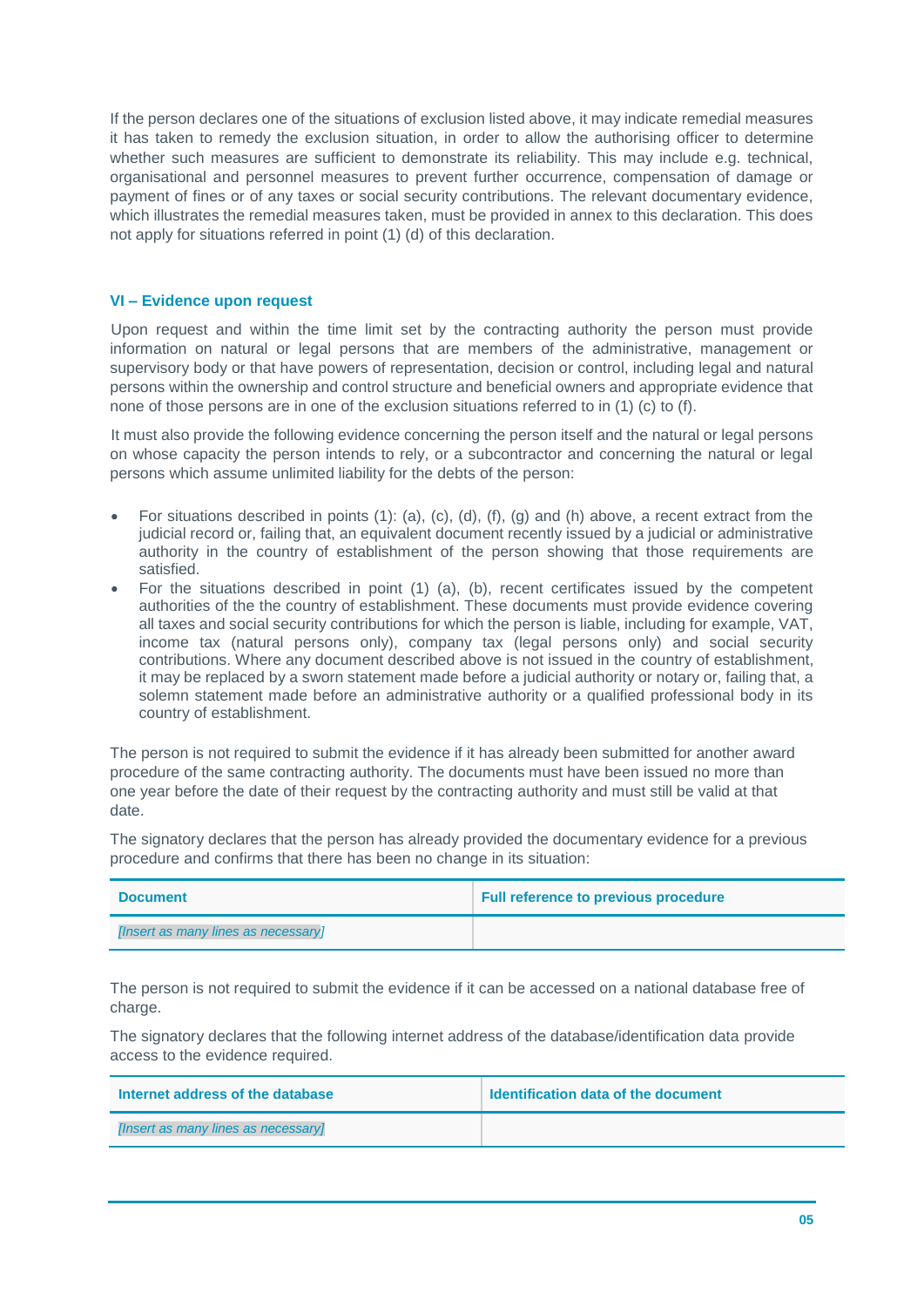If the person declares one of the situations of exclusion listed above, it may indicate remedial measures it has taken to remedy the exclusion situation, in order to allow the authorising officer to determine whether such measures are sufficient to demonstrate its reliability. This may include e.g. technical, organisational and personnel measures to prevent further occurrence, compensation of damage or payment of fines or of any taxes or social security contributions. The relevant documentary evidence, which illustrates the remedial measures taken, must be provided in annex to this declaration. This does not apply for situations referred in point (1) (d) of this declaration.

## VI – Evidence upon request

Upon request and within the time limit set by the contracting authority the person must provide information on natural or legal persons that are members of the administrative, management or supervisory body or that have powers of representation, decision or control, including legal and natural persons within the ownership and control structure and beneficial owners and appropriate evidence that none of those persons are in one of the exclusion situations referred to in (1) (c) to (f).

It must also provide the following evidence concerning the person itself and the natural or legal persons on whose capacity the person intends to rely, or a subcontractor and concerning the natural or legal persons which assume unlimited liability for the debts of the person:

- For situations described in points (1): (a), (c), (d), (f), (g) and (h) above, a recent extract from the judicial record or, failing that, an equivalent document recently issued by a judicial or administrative authority in the country of establishment of the person showing that those requirements are satisfied.
- For the situations described in point (1) (a), (b), recent certificates issued by the competent authorities of the the country of establishment. These documents must provide evidence covering all taxes and social security contributions for which the person is liable, including for example, VAT, income tax (natural persons only), company tax (legal persons only) and social security contributions. Where any document described above is not issued in the country of establishment, it may be replaced by a sworn statement made before a judicial authority or notary or, failing that, a solemn statement made before an administrative authority or a qualified professional body in its country of establishment.

The person is not required to submit the evidence if it has already been submitted for another award procedure of the same contracting authority. The documents must have been issued no more than one year before the date of their request by the contracting authority and must still be valid at that date.

The signatory declares that the person has already provided the documentary evidence for a previous procedure and confirms that there has been no change in its situation:

| Document | Full reference to previous procedure |
|---|---|
| *[Insert as many lines as necessary]* | |

The person is not required to submit the evidence if it can be accessed on a national database free of charge.

The signatory declares that the following internet address of the database/identification data provide access to the evidence required.

| Internet address of the database | Identification data of the document |
|---|---|
| *[Insert as many lines as necessary]* | |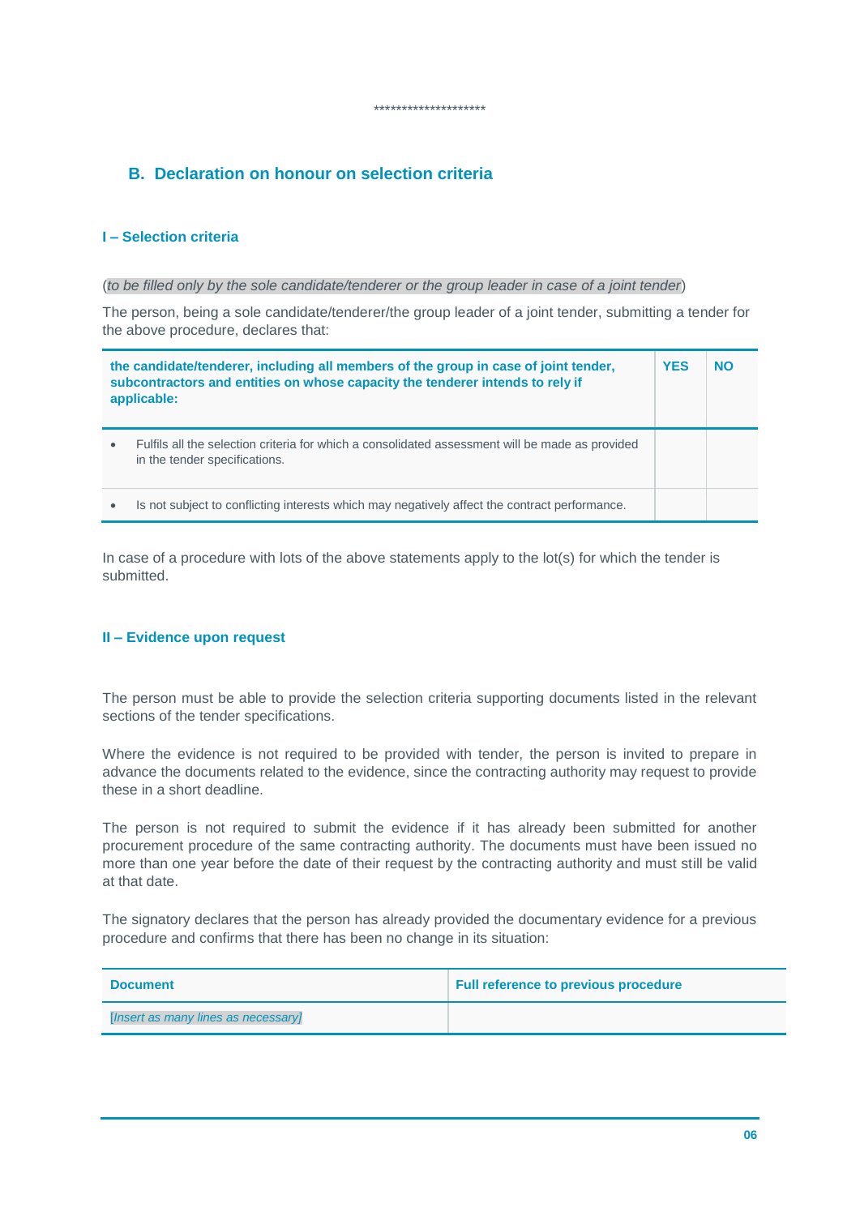********************

## B. Declaration on honour on selection criteria

### I – Selection criteria

(*to be filled only by the sole candidate/tenderer or the group leader in case of a joint tender*)

The person, being a sole candidate/tenderer/the group leader of a joint tender, submitting a tender for the above procedure, declares that:

| **the candidate/tenderer, including all members of the group in case of joint tender, subcontractors and entities on whose capacity the tenderer intends to rely if applicable:** | **YES** | **NO** |
|---|---|---|
| • Fulfils all the selection criteria for which a consolidated assessment will be made as provided in the tender specifications. | | |
| • Is not subject to conflicting interests which may negatively affect the contract performance. | | |

In case of a procedure with lots of the above statements apply to the lot(s) for which the tender is submitted.

### II – Evidence upon request

The person must be able to provide the selection criteria supporting documents listed in the relevant sections of the tender specifications.

Where the evidence is not required to be provided with tender, the person is invited to prepare in advance the documents related to the evidence, since the contracting authority may request to provide these in a short deadline.

The person is not required to submit the evidence if it has already been submitted for another procurement procedure of the same contracting authority. The documents must have been issued no more than one year before the date of their request by the contracting authority and must still be valid at that date.

The signatory declares that the person has already provided the documentary evidence for a previous procedure and confirms that there has been no change in its situation:

| **Document** | **Full reference to previous procedure** |
|---|---|
| *[Insert as many lines as necessary]* | |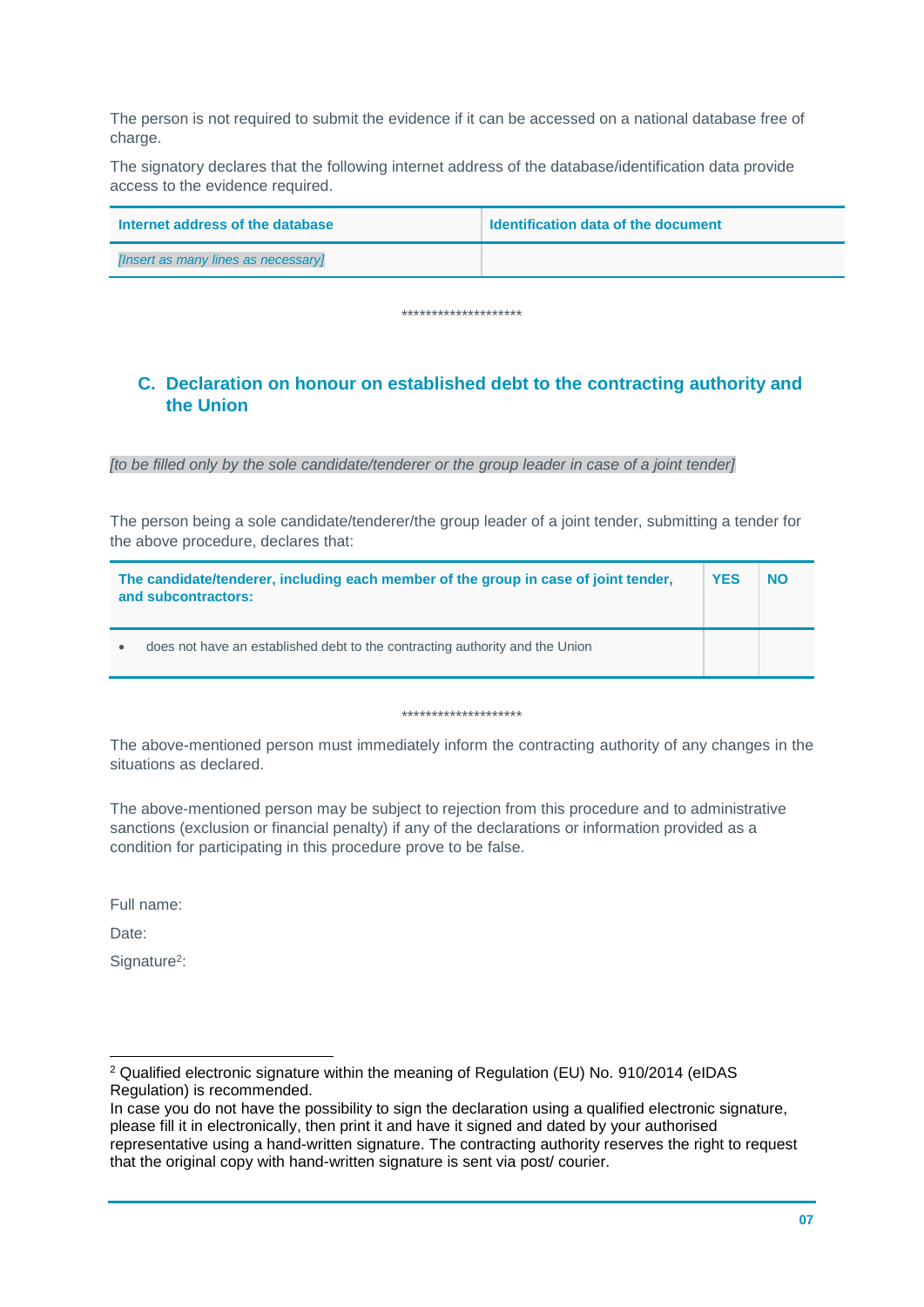The person is not required to submit the evidence if it can be accessed on a national database free of charge.

The signatory declares that the following internet address of the database/identification data provide access to the evidence required.

| Internet address of the database | Identification data of the document |
| --- | --- |
| *[Insert as many lines as necessary]* | |

********************

## C. Declaration on honour on established debt to the contracting authority and the Union

*[to be filled only by the sole candidate/tenderer or the group leader in case of a joint tender]*

The person being a sole candidate/tenderer/the group leader of a joint tender, submitting a tender for the above procedure, declares that:

| The candidate/tenderer, including each member of the group in case of joint tender, and subcontractors: | YES | NO |
| --- | --- | --- |
| • does not have an established debt to the contracting authority and the Union | | |

********************

The above-mentioned person must immediately inform the contracting authority of any changes in the situations as declared.

The above-mentioned person may be subject to rejection from this procedure and to administrative sanctions (exclusion or financial penalty) if any of the declarations or information provided as a condition for participating in this procedure prove to be false.

Full name:

Date:

Signature[2]:

[2] Qualified electronic signature within the meaning of Regulation (EU) No. 910/2014 (eIDAS Regulation) is recommended.
In case you do not have the possibility to sign the declaration using a qualified electronic signature, please fill it in electronically, then print it and have it signed and dated by your authorised representative using a hand-written signature. The contracting authority reserves the right to request that the original copy with hand-written signature is sent via post/ courier.